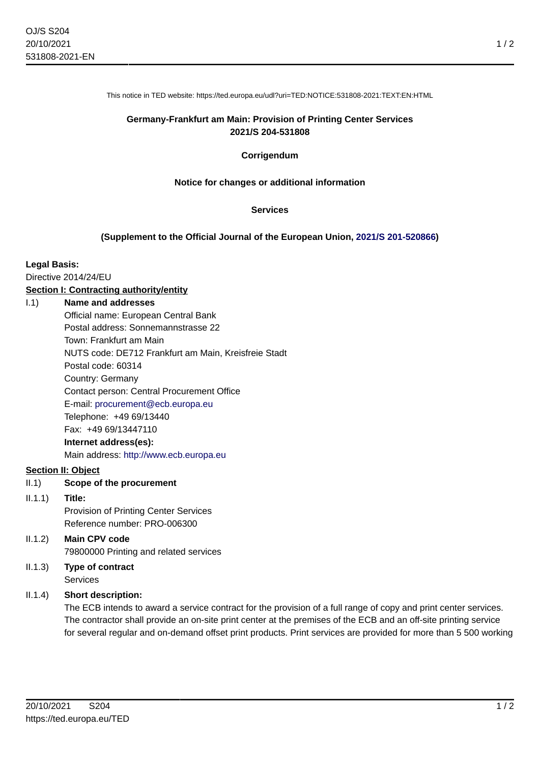This notice in TED website: https://ted.europa.eu/udl?uri=TED:NOTICE:531808-2021:TEXT:EN:HTML

**Germany-Frankfurt am Main: Provision of Printing Center Services**
**2021/S 204-531808**

**Corrigendum**

**Notice for changes or additional information**

**Services**

**(Supplement to the Official Journal of the European Union, 2021/S 201-520866)**

**Legal Basis:**
Directive 2014/24/EU

**Section I: Contracting authority/entity**

I.1) **Name and addresses**
Official name: European Central Bank
Postal address: Sonnemannstrasse 22
Town: Frankfurt am Main
NUTS code: DE712 Frankfurt am Main, Kreisfreie Stadt
Postal code: 60314
Country: Germany
Contact person: Central Procurement Office
E-mail: procurement@ecb.europa.eu
Telephone: +49 69/13440
Fax: +49 69/13447110
**Internet address(es):**
Main address: http://www.ecb.europa.eu

**Section II: Object**

II.1) **Scope of the procurement**

II.1.1) **Title:**
Provision of Printing Center Services
Reference number: PRO-006300

II.1.2) **Main CPV code**
79800000 Printing and related services

II.1.3) **Type of contract**
Services

II.1.4) **Short description:**
The ECB intends to award a service contract for the provision of a full range of copy and print center services. The contractor shall provide an on-site print center at the premises of the ECB and an off-site printing service for several regular and on-demand offset print products. Print services are provided for more than 5 500 working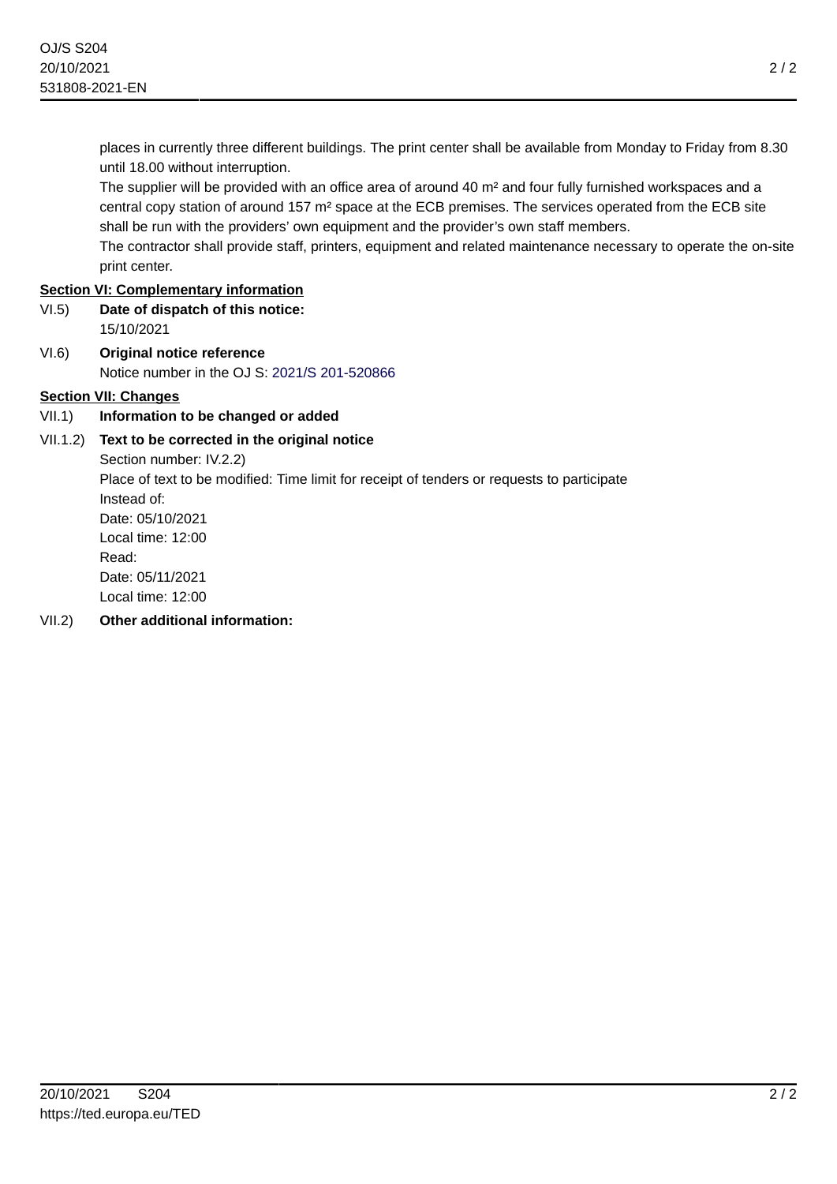places in currently three different buildings. The print center shall be available from Monday to Friday from 8.30 until 18.00 without interruption.

The supplier will be provided with an office area of around 40 m² and four fully furnished workspaces and a central copy station of around 157 m² space at the ECB premises. The services operated from the ECB site shall be run with the providers' own equipment and the provider's own staff members.

The contractor shall provide staff, printers, equipment and related maintenance necessary to operate the on-site print center.

## Section VI: Complementary information

VI.5) **Date of dispatch of this notice:**
15/10/2021

VI.6) **Original notice reference**
Notice number in the OJ S: 2021/S 201-520866

## Section VII: Changes

VII.1) **Information to be changed or added**

VII.1.2) **Text to be corrected in the original notice**
Section number: IV.2.2)
Place of text to be modified: Time limit for receipt of tenders or requests to participate
Instead of:
Date: 05/10/2021
Local time: 12:00
Read:
Date: 05/11/2021
Local time: 12:00

VII.2) **Other additional information:**